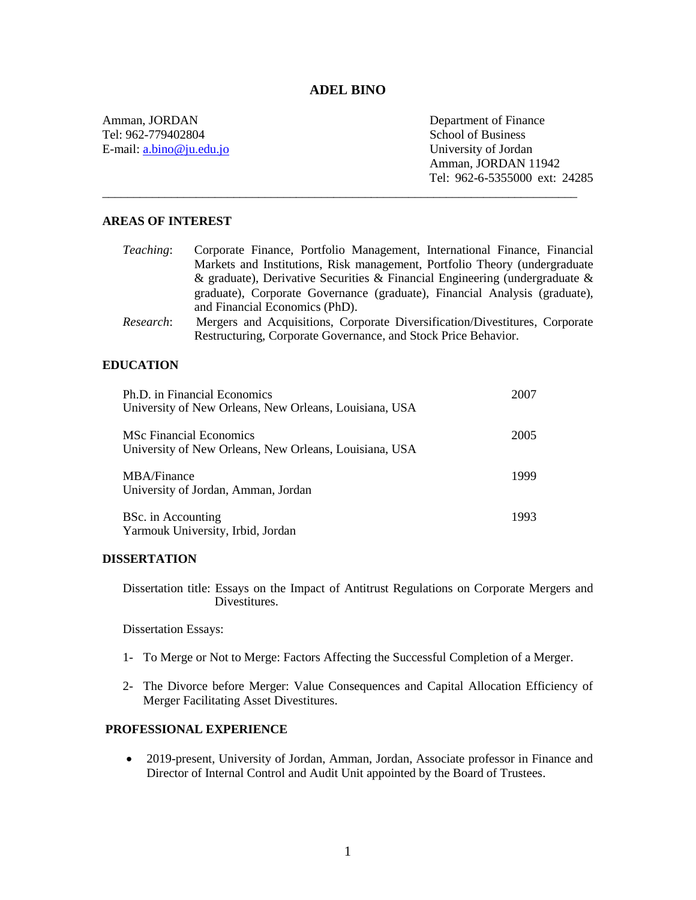# ADEL BINO

Amman, JORDAN
Tel: 962-779402804
E-mail: [a.bino@ju.edu.jo](mailto:a.bino@ju.edu.jo)

Department of Finance
School of Business
University of Jordan
Amman, JORDAN 11942
Tel: 962-6-5355000 ext: 24285

---

## AREAS OF INTEREST

*Teaching*: Corporate Finance, Portfolio Management, International Finance, Financial Markets and Institutions, Risk management, Portfolio Theory (undergraduate & graduate), Derivative Securities & Financial Engineering (undergraduate & graduate), Corporate Governance (graduate), Financial Analysis (graduate), and Financial Economics (PhD).

*Research*: Mergers and Acquisitions, Corporate Diversification/Divestitures, Corporate Restructuring, Corporate Governance, and Stock Price Behavior.

## EDUCATION

Ph.D. in Financial Economics — 2007
University of New Orleans, New Orleans, Louisiana, USA

MSc Financial Economics — 2005
University of New Orleans, New Orleans, Louisiana, USA

MBA/Finance — 1999
University of Jordan, Amman, Jordan

BSc. in Accounting — 1993
Yarmouk University, Irbid, Jordan

## DISSERTATION

Dissertation title: Essays on the Impact of Antitrust Regulations on Corporate Mergers and Divestitures.

Dissertation Essays:

1- To Merge or Not to Merge: Factors Affecting the Successful Completion of a Merger.

2- The Divorce before Merger: Value Consequences and Capital Allocation Efficiency of Merger Facilitating Asset Divestitures.

## PROFESSIONAL EXPERIENCE

- 2019-present, University of Jordan, Amman, Jordan, Associate professor in Finance and Director of Internal Control and Audit Unit appointed by the Board of Trustees.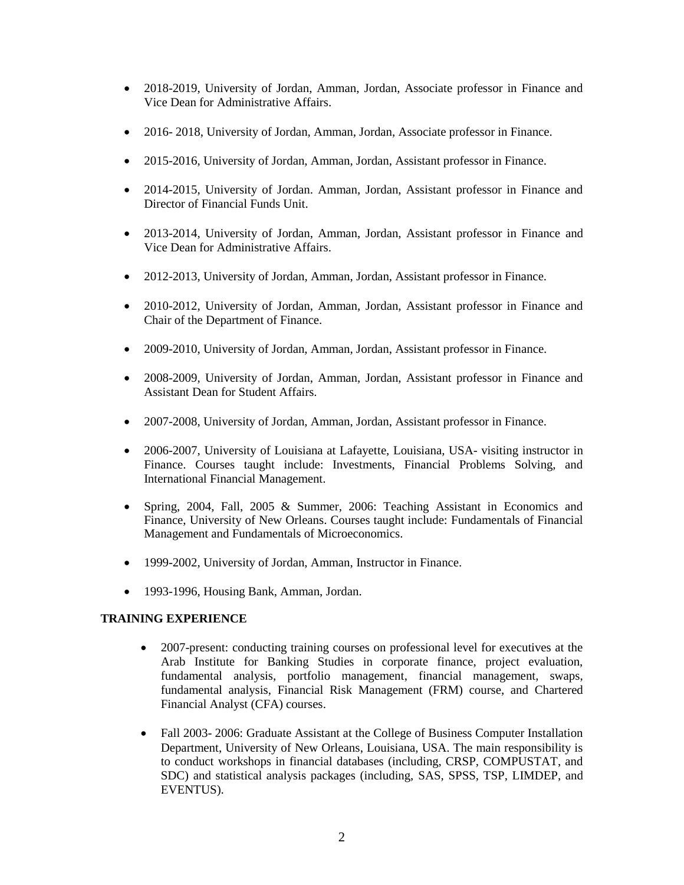- 2018-2019, University of Jordan, Amman, Jordan, Associate professor in Finance and Vice Dean for Administrative Affairs.

- 2016- 2018, University of Jordan, Amman, Jordan, Associate professor in Finance.

- 2015-2016, University of Jordan, Amman, Jordan, Assistant professor in Finance.

- 2014-2015, University of Jordan. Amman, Jordan, Assistant professor in Finance and Director of Financial Funds Unit.

- 2013-2014, University of Jordan, Amman, Jordan, Assistant professor in Finance and Vice Dean for Administrative Affairs.

- 2012-2013, University of Jordan, Amman, Jordan, Assistant professor in Finance.

- 2010-2012, University of Jordan, Amman, Jordan, Assistant professor in Finance and Chair of the Department of Finance.

- 2009-2010, University of Jordan, Amman, Jordan, Assistant professor in Finance.

- 2008-2009, University of Jordan, Amman, Jordan, Assistant professor in Finance and Assistant Dean for Student Affairs.

- 2007-2008, University of Jordan, Amman, Jordan, Assistant professor in Finance.

- 2006-2007, University of Louisiana at Lafayette, Louisiana, USA- visiting instructor in Finance. Courses taught include: Investments, Financial Problems Solving, and International Financial Management.

- Spring, 2004, Fall, 2005 & Summer, 2006: Teaching Assistant in Economics and Finance, University of New Orleans. Courses taught include: Fundamentals of Financial Management and Fundamentals of Microeconomics.

- 1999-2002, University of Jordan, Amman, Instructor in Finance.

- 1993-1996, Housing Bank, Amman, Jordan.

**TRAINING EXPERIENCE**

- 2007-present: conducting training courses on professional level for executives at the Arab Institute for Banking Studies in corporate finance, project evaluation, fundamental analysis, portfolio management, financial management, swaps, fundamental analysis, Financial Risk Management (FRM) course, and Chartered Financial Analyst (CFA) courses.

- Fall 2003- 2006: Graduate Assistant at the College of Business Computer Installation Department, University of New Orleans, Louisiana, USA. The main responsibility is to conduct workshops in financial databases (including, CRSP, COMPUSTAT, and SDC) and statistical analysis packages (including, SAS, SPSS, TSP, LIMDEP, and EVENTUS).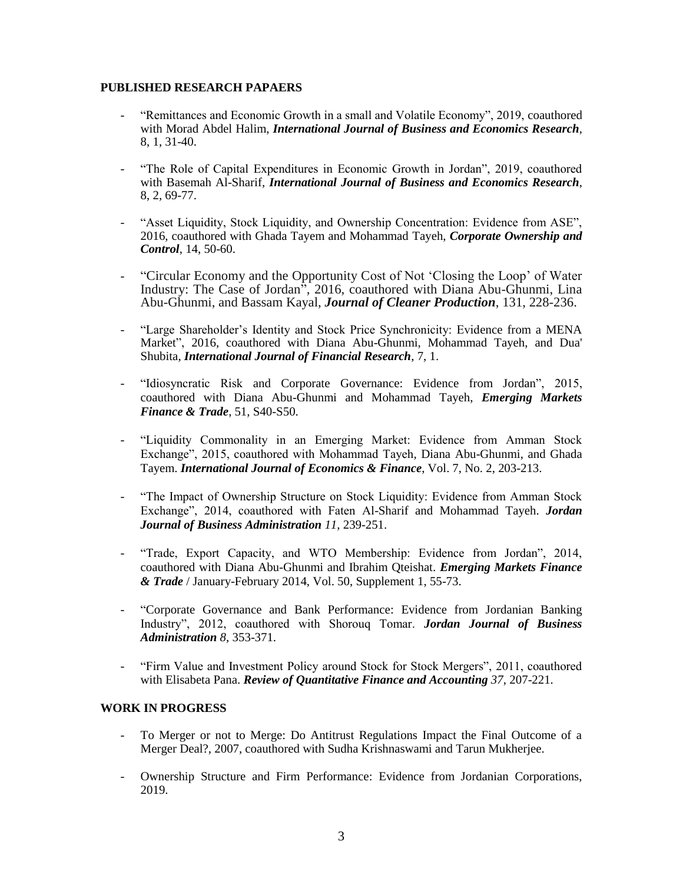## PUBLISHED RESEARCH PAPAERS

- "Remittances and Economic Growth in a small and Volatile Economy", 2019, coauthored with Morad Abdel Halim, ***International Journal of Business and Economics Research***, 8, 1, 31-40.

- "The Role of Capital Expenditures in Economic Growth in Jordan", 2019, coauthored with Basemah Al-Sharif, ***International Journal of Business and Economics Research***, 8, 2, 69-77.

- "Asset Liquidity, Stock Liquidity, and Ownership Concentration: Evidence from ASE", 2016, coauthored with Ghada Tayem and Mohammad Tayeh, ***Corporate Ownership and Control***, 14, 50-60.

- "Circular Economy and the Opportunity Cost of Not 'Closing the Loop' of Water Industry: The Case of Jordan", 2016, coauthored with Diana Abu-Ghunmi, Lina Abu-Ghunmi, and Bassam Kayal, ***Journal of Cleaner Production***, 131, 228-236.

- "Large Shareholder's Identity and Stock Price Synchronicity: Evidence from a MENA Market", 2016, coauthored with Diana Abu-Ghunmi, Mohammad Tayeh, and Dua' Shubita, ***International Journal of Financial Research***, 7, 1.

- "Idiosyncratic Risk and Corporate Governance: Evidence from Jordan", 2015, coauthored with Diana Abu-Ghunmi and Mohammad Tayeh, ***Emerging Markets Finance & Trade***, 51, S40-S50.

- "Liquidity Commonality in an Emerging Market: Evidence from Amman Stock Exchange", 2015, coauthored with Mohammad Tayeh, Diana Abu-Ghunmi, and Ghada Tayem. ***International Journal of Economics & Finance***, Vol. 7, No. 2, 203-213.

- "The Impact of Ownership Structure on Stock Liquidity: Evidence from Amman Stock Exchange", 2014, coauthored with Faten Al-Sharif and Mohammad Tayeh. ***Jordan Journal of Business Administration 11***, 239-251.

- "Trade, Export Capacity, and WTO Membership: Evidence from Jordan", 2014, coauthored with Diana Abu-Ghunmi and Ibrahim Qteishat. ***Emerging Markets Finance & Trade*** / January-February 2014, Vol. 50, Supplement 1, 55-73.

- "Corporate Governance and Bank Performance: Evidence from Jordanian Banking Industry", 2012, coauthored with Shorouq Tomar. ***Jordan Journal of Business Administration 8***, 353-371.

- "Firm Value and Investment Policy around Stock for Stock Mergers", 2011, coauthored with Elisabeta Pana. ***Review of Quantitative Finance and Accounting 37***, 207-221.

## WORK IN PROGRESS

- To Merger or not to Merge: Do Antitrust Regulations Impact the Final Outcome of a Merger Deal?, 2007, coauthored with Sudha Krishnaswami and Tarun Mukherjee.

- Ownership Structure and Firm Performance: Evidence from Jordanian Corporations, 2019.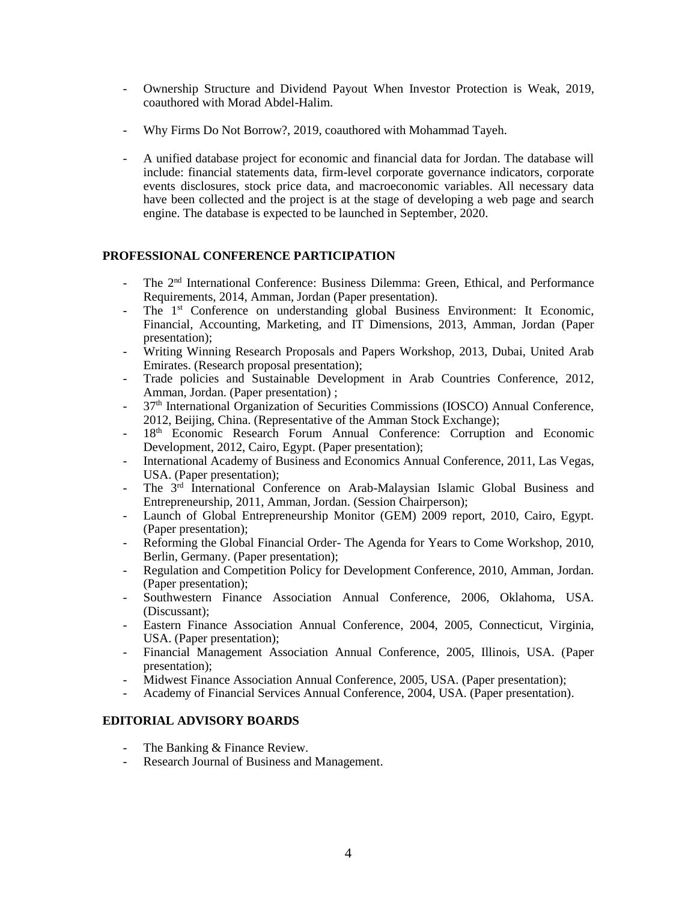- Ownership Structure and Dividend Payout When Investor Protection is Weak, 2019, coauthored with Morad Abdel-Halim.

- Why Firms Do Not Borrow?, 2019, coauthored with Mohammad Tayeh.

- A unified database project for economic and financial data for Jordan. The database will include: financial statements data, firm-level corporate governance indicators, corporate events disclosures, stock price data, and macroeconomic variables. All necessary data have been collected and the project is at the stage of developing a web page and search engine. The database is expected to be launched in September, 2020.

## PROFESSIONAL CONFERENCE PARTICIPATION

- The 2nd International Conference: Business Dilemma: Green, Ethical, and Performance Requirements, 2014, Amman, Jordan (Paper presentation).
- The 1st Conference on understanding global Business Environment: It Economic, Financial, Accounting, Marketing, and IT Dimensions, 2013, Amman, Jordan (Paper presentation);
- Writing Winning Research Proposals and Papers Workshop, 2013, Dubai, United Arab Emirates. (Research proposal presentation);
- Trade policies and Sustainable Development in Arab Countries Conference, 2012, Amman, Jordan. (Paper presentation) ;
- 37th International Organization of Securities Commissions (IOSCO) Annual Conference, 2012, Beijing, China. (Representative of the Amman Stock Exchange);
- 18th Economic Research Forum Annual Conference: Corruption and Economic Development, 2012, Cairo, Egypt. (Paper presentation);
- International Academy of Business and Economics Annual Conference, 2011, Las Vegas, USA. (Paper presentation);
- The 3rd International Conference on Arab-Malaysian Islamic Global Business and Entrepreneurship, 2011, Amman, Jordan. (Session Chairperson);
- Launch of Global Entrepreneurship Monitor (GEM) 2009 report, 2010, Cairo, Egypt. (Paper presentation);
- Reforming the Global Financial Order- The Agenda for Years to Come Workshop, 2010, Berlin, Germany. (Paper presentation);
- Regulation and Competition Policy for Development Conference, 2010, Amman, Jordan. (Paper presentation);
- Southwestern Finance Association Annual Conference, 2006, Oklahoma, USA. (Discussant);
- Eastern Finance Association Annual Conference, 2004, 2005, Connecticut, Virginia, USA. (Paper presentation);
- Financial Management Association Annual Conference, 2005, Illinois, USA. (Paper presentation);
- Midwest Finance Association Annual Conference, 2005, USA. (Paper presentation);
- Academy of Financial Services Annual Conference, 2004, USA. (Paper presentation).

## EDITORIAL ADVISORY BOARDS

- The Banking & Finance Review.
- Research Journal of Business and Management.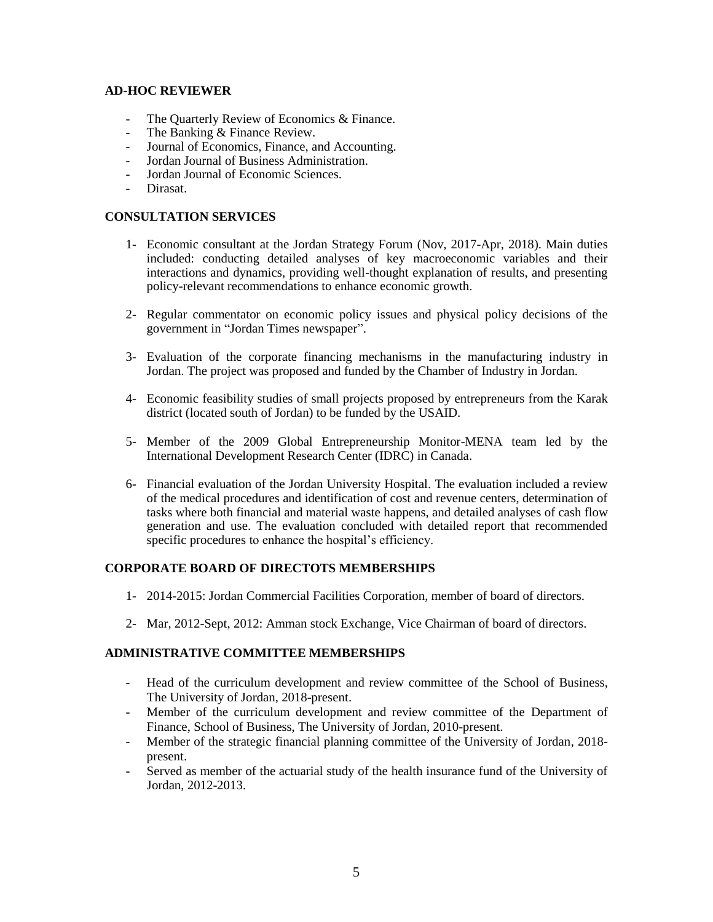## AD-HOC REVIEWER

- The Quarterly Review of Economics & Finance.
- The Banking & Finance Review.
- Journal of Economics, Finance, and Accounting.
- Jordan Journal of Business Administration.
- Jordan Journal of Economic Sciences.
- Dirasat.

## CONSULTATION SERVICES

1- Economic consultant at the Jordan Strategy Forum (Nov, 2017-Apr, 2018). Main duties included: conducting detailed analyses of key macroeconomic variables and their interactions and dynamics, providing well-thought explanation of results, and presenting policy-relevant recommendations to enhance economic growth.

2- Regular commentator on economic policy issues and physical policy decisions of the government in "Jordan Times newspaper".

3- Evaluation of the corporate financing mechanisms in the manufacturing industry in Jordan. The project was proposed and funded by the Chamber of Industry in Jordan.

4- Economic feasibility studies of small projects proposed by entrepreneurs from the Karak district (located south of Jordan) to be funded by the USAID.

5- Member of the 2009 Global Entrepreneurship Monitor-MENA team led by the International Development Research Center (IDRC) in Canada.

6- Financial evaluation of the Jordan University Hospital. The evaluation included a review of the medical procedures and identification of cost and revenue centers, determination of tasks where both financial and material waste happens, and detailed analyses of cash flow generation and use. The evaluation concluded with detailed report that recommended specific procedures to enhance the hospital's efficiency.

## CORPORATE BOARD OF DIRECTOTS MEMBERSHIPS

1- 2014-2015: Jordan Commercial Facilities Corporation, member of board of directors.

2- Mar, 2012-Sept, 2012: Amman stock Exchange, Vice Chairman of board of directors.

## ADMINISTRATIVE COMMITTEE MEMBERSHIPS

- Head of the curriculum development and review committee of the School of Business, The University of Jordan, 2018-present.
- Member of the curriculum development and review committee of the Department of Finance, School of Business, The University of Jordan, 2010-present.
- Member of the strategic financial planning committee of the University of Jordan, 2018-present.
- Served as member of the actuarial study of the health insurance fund of the University of Jordan, 2012-2013.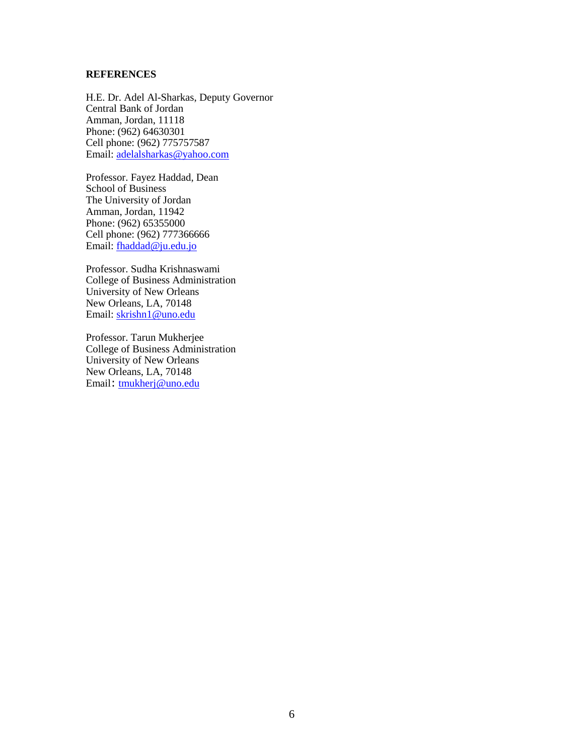**REFERENCES**

H.E. Dr. Adel Al-Sharkas, Deputy Governor
Central Bank of Jordan
Amman, Jordan, 11118
Phone: (962) 64630301
Cell phone: (962) 775757587
Email: adelalsharkas@yahoo.com

Professor. Fayez Haddad, Dean
School of Business
The University of Jordan
Amman, Jordan, 11942
Phone: (962) 65355000
Cell phone: (962) 777366666
Email: fhaddad@ju.edu.jo

Professor. Sudha Krishnaswami
College of Business Administration
University of New Orleans
New Orleans, LA, 70148
Email: skrishn1@uno.edu

Professor. Tarun Mukherjee
College of Business Administration
University of New Orleans
New Orleans, LA, 70148
Email： tmukherj@uno.edu